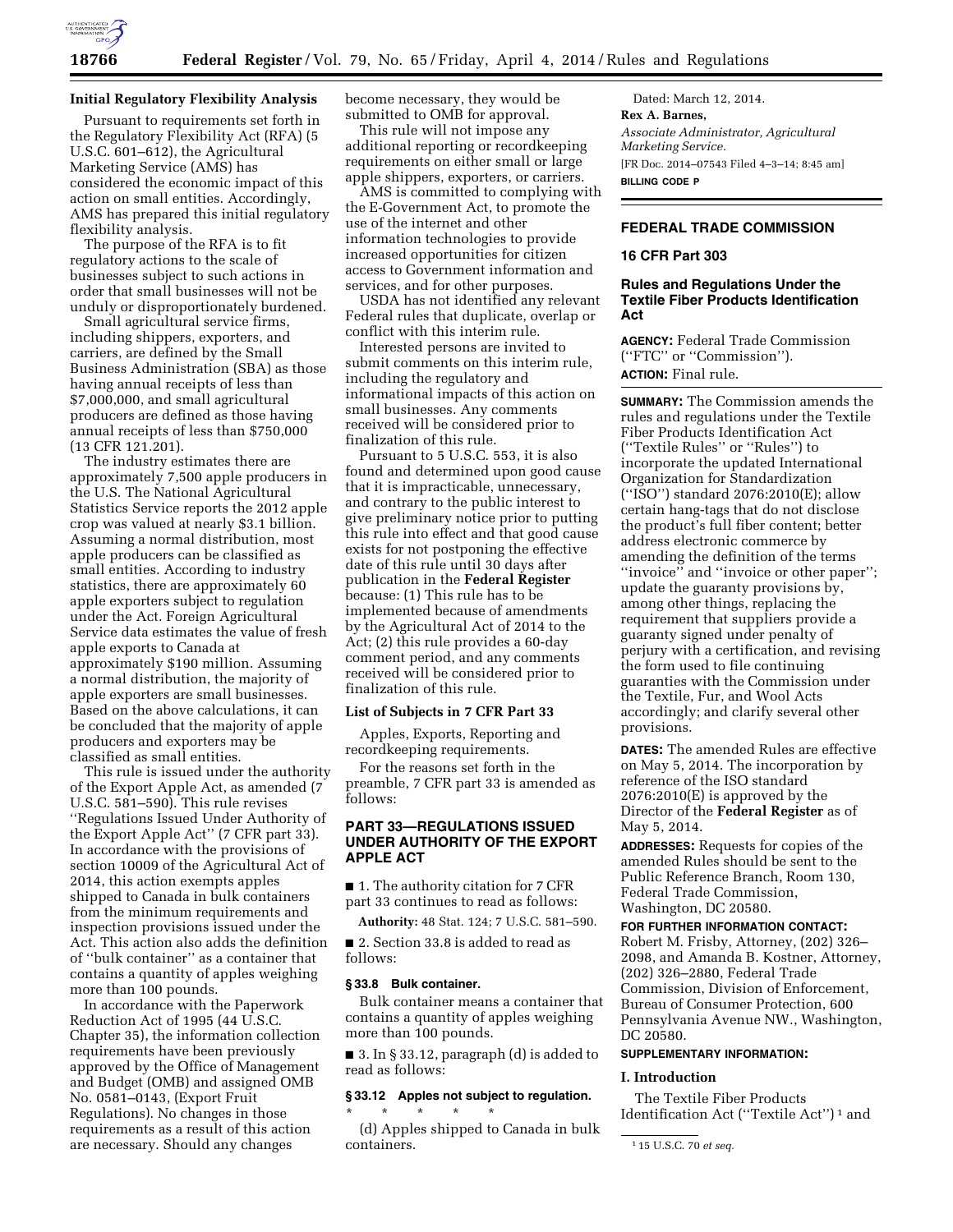**Initial Regulatory Flexibility Analysis**

Pursuant to requirements set forth in the Regulatory Flexibility Act (RFA) (5 U.S.C. 601–612), the Agricultural Marketing Service (AMS) has considered the economic impact of this action on small entities. Accordingly, AMS has prepared this initial regulatory flexibility analysis.

The purpose of the RFA is to fit regulatory actions to the scale of businesses subject to such actions in order that small businesses will not be unduly or disproportionately burdened.

Small agricultural service firms, including shippers, exporters, and carriers, are defined by the Small Business Administration (SBA) as those having annual receipts of less than $7,000,000, and small agricultural producers are defined as those having annual receipts of less than $750,000 (13 CFR 121.201).

The industry estimates there are approximately 7,500 apple producers in the U.S. The National Agricultural Statistics Service reports the 2012 apple crop was valued at nearly $3.1 billion. Assuming a normal distribution, most apple producers can be classified as small entities. According to industry statistics, there are approximately 60 apple exporters subject to regulation under the Act. Foreign Agricultural Service data estimates the value of fresh apple exports to Canada at approximately $190 million. Assuming a normal distribution, the majority of apple exporters are small businesses. Based on the above calculations, it can be concluded that the majority of apple producers and exporters may be classified as small entities.

This rule is issued under the authority of the Export Apple Act, as amended (7 U.S.C. 581–590). This rule revises ''Regulations Issued Under Authority of the Export Apple Act'' (7 CFR part 33). In accordance with the provisions of section 10009 of the Agricultural Act of 2014, this action exempts apples shipped to Canada in bulk containers from the minimum requirements and inspection provisions issued under the Act. This action also adds the definition of ''bulk container'' as a container that contains a quantity of apples weighing more than 100 pounds.

In accordance with the Paperwork Reduction Act of 1995 (44 U.S.C. Chapter 35), the information collection requirements have been previously approved by the Office of Management and Budget (OMB) and assigned OMB No. 0581–0143, (Export Fruit Regulations). No changes in those requirements as a result of this action are necessary. Should any changes become necessary, they would be submitted to OMB for approval.

This rule will not impose any additional reporting or recordkeeping requirements on either small or large apple shippers, exporters, or carriers.

AMS is committed to complying with the E-Government Act, to promote the use of the internet and other information technologies to provide increased opportunities for citizen access to Government information and services, and for other purposes.

USDA has not identified any relevant Federal rules that duplicate, overlap or conflict with this interim rule.

Interested persons are invited to submit comments on this interim rule, including the regulatory and informational impacts of this action on small businesses. Any comments received will be considered prior to finalization of this rule.

Pursuant to 5 U.S.C. 553, it is also found and determined upon good cause that it is impracticable, unnecessary, and contrary to the public interest to give preliminary notice prior to putting this rule into effect and that good cause exists for not postponing the effective date of this rule until 30 days after publication in the **Federal Register** because: (1) This rule has to be implemented because of amendments by the Agricultural Act of 2014 to the Act; (2) this rule provides a 60-day comment period, and any comments received will be considered prior to finalization of this rule.

**List of Subjects in 7 CFR Part 33**

Apples, Exports, Reporting and recordkeeping requirements.

For the reasons set forth in the preamble, 7 CFR part 33 is amended as follows:

## PART 33—REGULATIONS ISSUED UNDER AUTHORITY OF THE EXPORT APPLE ACT

■ 1. The authority citation for 7 CFR part 33 continues to read as follows:

**Authority:** 48 Stat. 124; 7 U.S.C. 581–590.

■ 2. Section 33.8 is added to read as follows:

**§ 33.8 Bulk container.**

Bulk container means a container that contains a quantity of apples weighing more than 100 pounds.

■ 3. In § 33.12, paragraph (d) is added to read as follows:

**§ 33.12 Apples not subject to regulation.**

\* \* \* \* \*

(d) Apples shipped to Canada in bulk containers.

Dated: March 12, 2014.

**Rex A. Barnes,**

*Associate Administrator, Agricultural Marketing Service.*

[FR Doc. 2014–07543 Filed 4–3–14; 8:45 am]

**BILLING CODE P**

## FEDERAL TRADE COMMISSION

## 16 CFR Part 303

## Rules and Regulations Under the Textile Fiber Products Identification Act

**AGENCY:** Federal Trade Commission (''FTC'' or ''Commission'').

**ACTION:** Final rule.

**SUMMARY:** The Commission amends the rules and regulations under the Textile Fiber Products Identification Act (''Textile Rules'' or ''Rules'') to incorporate the updated International Organization for Standardization (''ISO'') standard 2076:2010(E); allow certain hang-tags that do not disclose the product's full fiber content; better address electronic commerce by amending the definition of the terms ''invoice'' and ''invoice or other paper''; update the guaranty provisions by, among other things, replacing the requirement that suppliers provide a guaranty signed under penalty of perjury with a certification, and revising the form used to file continuing guaranties with the Commission under the Textile, Fur, and Wool Acts accordingly; and clarify several other provisions.

**DATES:** The amended Rules are effective on May 5, 2014. The incorporation by reference of the ISO standard 2076:2010(E) is approved by the Director of the **Federal Register** as of May 5, 2014.

**ADDRESSES:** Requests for copies of the amended Rules should be sent to the Public Reference Branch, Room 130, Federal Trade Commission, Washington, DC 20580.

**FOR FURTHER INFORMATION CONTACT:** Robert M. Frisby, Attorney, (202) 326–2098, and Amanda B. Kostner, Attorney, (202) 326–2880, Federal Trade Commission, Division of Enforcement, Bureau of Consumer Protection, 600 Pennsylvania Avenue NW., Washington, DC 20580.

**SUPPLEMENTARY INFORMATION:**

**I. Introduction**

The Textile Fiber Products Identification Act (''Textile Act'')[1] and

[1] 15 U.S.C. 70 *et seq.*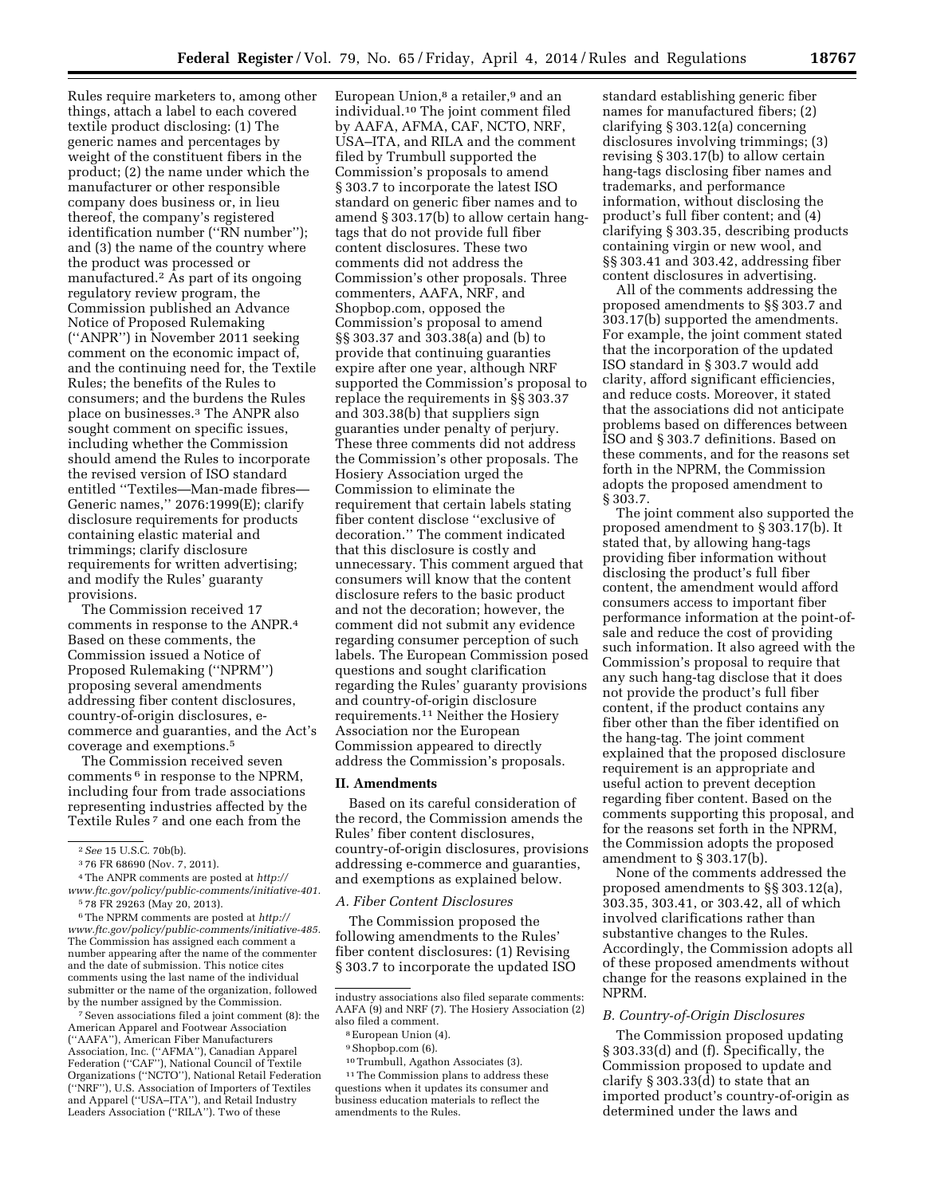Rules require marketers to, among other things, attach a label to each covered textile product disclosing: (1) The generic names and percentages by weight of the constituent fibers in the product; (2) the name under which the manufacturer or other responsible company does business or, in lieu thereof, the company's registered identification number (''RN number''); and (3) the name of the country where the product was processed or manufactured.[2] As part of its ongoing regulatory review program, the Commission published an Advance Notice of Proposed Rulemaking (''ANPR'') in November 2011 seeking comment on the economic impact of, and the continuing need for, the Textile Rules; the benefits of the Rules to consumers; and the burdens the Rules place on businesses.[3] The ANPR also sought comment on specific issues, including whether the Commission should amend the Rules to incorporate the revised version of ISO standard entitled ''Textiles—Man-made fibres—Generic names,'' 2076:1999(E); clarify disclosure requirements for products containing elastic material and trimmings; clarify disclosure requirements for written advertising; and modify the Rules' guaranty provisions.

The Commission received 17 comments in response to the ANPR.[4] Based on these comments, the Commission issued a Notice of Proposed Rulemaking (''NPRM'') proposing several amendments addressing fiber content disclosures, country-of-origin disclosures, e-commerce and guaranties, and the Act's coverage and exemptions.[5]

The Commission received seven comments[6] in response to the NPRM, including four from trade associations representing industries affected by the Textile Rules[7] and one each from the European Union,[8] a retailer,[9] and an individual.[10] The joint comment filed by AAFA, AFMA, CAF, NCTO, NRF, USA–ITA, and RILA and the comment filed by Trumbull supported the Commission's proposals to amend § 303.7 to incorporate the latest ISO standard on generic fiber names and to amend § 303.17(b) to allow certain hang-tags that do not provide full fiber content disclosures. These two comments did not address the Commission's other proposals. Three commenters, AAFA, NRF, and Shopbop.com, opposed the Commission's proposal to amend §§ 303.37 and 303.38(a) and (b) to provide that continuing guaranties expire after one year, although NRF supported the Commission's proposal to replace the requirements in §§ 303.37 and 303.38(b) that suppliers sign guaranties under penalty of perjury. These three comments did not address the Commission's other proposals. The Hosiery Association urged the Commission to eliminate the requirement that certain labels stating fiber content disclose ''exclusive of decoration.'' The comment indicated that this disclosure is costly and unnecessary. This comment argued that consumers will know that the content disclosure refers to the basic product and not the decoration; however, the comment did not submit any evidence regarding consumer perception of such labels. The European Commission posed questions and sought clarification regarding the Rules' guaranty provisions and country-of-origin disclosure requirements.[11] Neither the Hosiery Association nor the European Commission appeared to directly address the Commission's proposals.

## II. Amendments

Based on its careful consideration of the record, the Commission amends the Rules' fiber content disclosures, country-of-origin disclosures, provisions addressing e-commerce and guaranties, and exemptions as explained below.

### *A. Fiber Content Disclosures*

The Commission proposed the following amendments to the Rules' fiber content disclosures: (1) Revising § 303.7 to incorporate the updated ISO standard establishing generic fiber names for manufactured fibers; (2) clarifying § 303.12(a) concerning disclosures involving trimmings; (3) revising § 303.17(b) to allow certain hang-tags disclosing fiber names and trademarks, and performance information, without disclosing the product's full fiber content; and (4) clarifying § 303.35, describing products containing virgin or new wool, and §§ 303.41 and 303.42, addressing fiber content disclosures in advertising.

All of the comments addressing the proposed amendments to §§ 303.7 and 303.17(b) supported the amendments. For example, the joint comment stated that the incorporation of the updated ISO standard in § 303.7 would add clarity, afford significant efficiencies, and reduce costs. Moreover, it stated that the associations did not anticipate problems based on differences between ISO and § 303.7 definitions. Based on these comments, and for the reasons set forth in the NPRM, the Commission adopts the proposed amendment to § 303.7.

The joint comment also supported the proposed amendment to § 303.17(b). It stated that, by allowing hang-tags providing fiber information without disclosing the product's full fiber content, the amendment would afford consumers access to important fiber performance information at the point-of-sale and reduce the cost of providing such information. It also agreed with the Commission's proposal to require that any such hang-tag disclose that it does not provide the product's full fiber content, if the product contains any fiber other than the fiber identified on the hang-tag. The joint comment explained that the proposed disclosure requirement is an appropriate and useful action to prevent deception regarding fiber content. Based on the comments supporting this proposal, and for the reasons set forth in the NPRM, the Commission adopts the proposed amendment to § 303.17(b).

None of the comments addressed the proposed amendments to §§ 303.12(a), 303.35, 303.41, or 303.42, all of which involved clarifications rather than substantive changes to the Rules. Accordingly, the Commission adopts all of these proposed amendments without change for the reasons explained in the NPRM.

### *B. Country-of-Origin Disclosures*

The Commission proposed updating § 303.33(d) and (f). Specifically, the Commission proposed to update and clarify § 303.33(d) to state that an imported product's country-of-origin as determined under the laws and

---

[2] *See* 15 U.S.C. 70b(b).

[3] 76 FR 68690 (Nov. 7, 2011).

[4] The ANPR comments are posted at *http://www.ftc.gov/policy/public-comments/initiative-401.*

[5] 78 FR 29263 (May 20, 2013).

[6] The NPRM comments are posted at *http://www.ftc.gov/policy/public-comments/initiative-485.* The Commission has assigned each comment a number appearing after the name of the commenter and the date of submission. This notice cites comments using the last name of the individual submitter or the name of the organization, followed by the number assigned by the Commission.

[7] Seven associations filed a joint comment (8): the American Apparel and Footwear Association (''AAFA''), American Fiber Manufacturers Association, Inc. (''AFMA''), Canadian Apparel Federation (''CAF''), National Council of Textile Organizations (''NCTO''), National Retail Federation (''NRF''), U.S. Association of Importers of Textiles and Apparel (''USA–ITA''), and Retail Industry Leaders Association (''RILA''). Two of these industry associations also filed separate comments: AAFA (9) and NRF (7). The Hosiery Association (2) also filed a comment.

[8] European Union (4).

[9] Shopbop.com (6).

[10] Trumbull, Agathon Associates (3).

[11] The Commission plans to address these questions when it updates its consumer and business education materials to reflect the amendments to the Rules.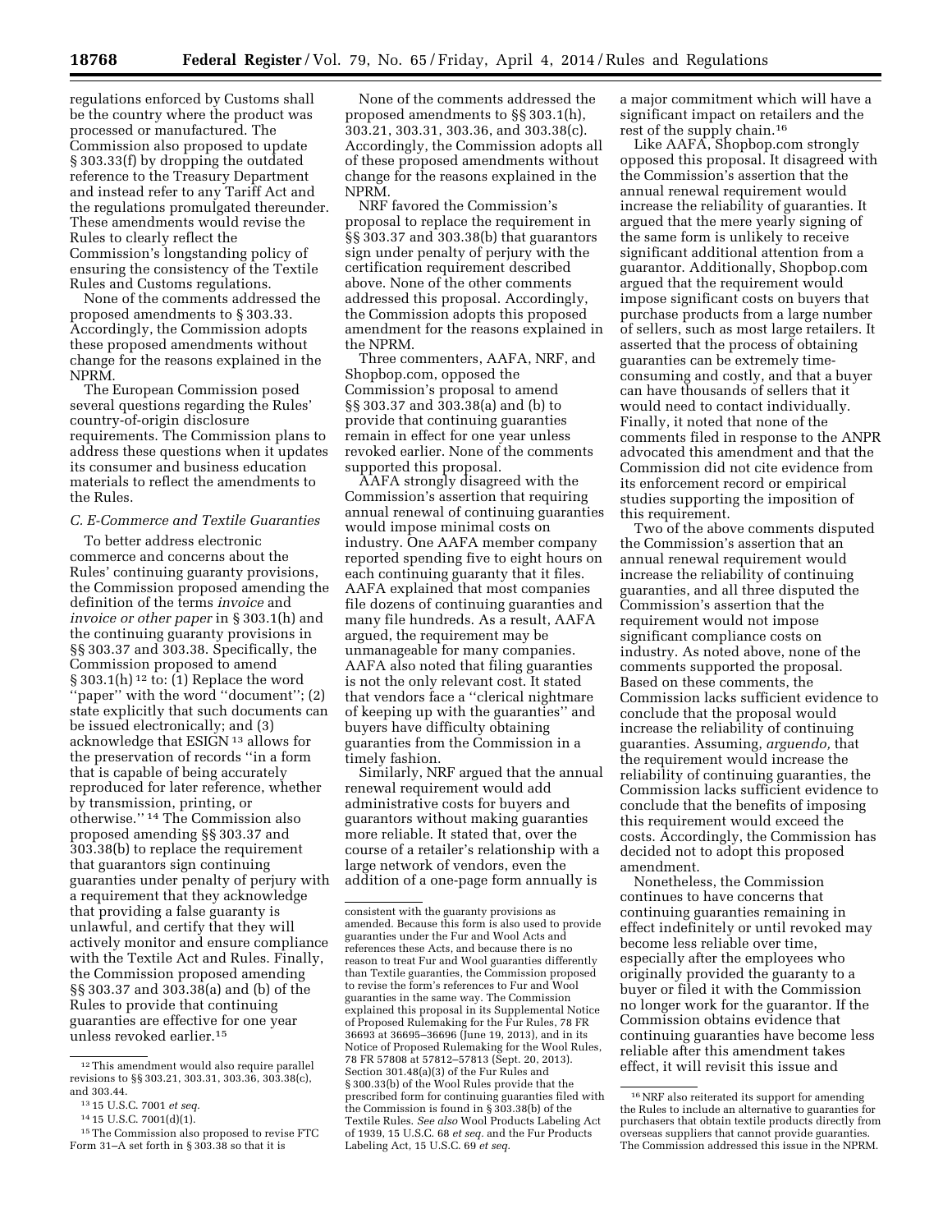regulations enforced by Customs shall be the country where the product was processed or manufactured. The Commission also proposed to update § 303.33(f) by dropping the outdated reference to the Treasury Department and instead refer to any Tariff Act and the regulations promulgated thereunder. These amendments would revise the Rules to clearly reflect the Commission's longstanding policy of ensuring the consistency of the Textile Rules and Customs regulations.

None of the comments addressed the proposed amendments to § 303.33. Accordingly, the Commission adopts these proposed amendments without change for the reasons explained in the NPRM.

The European Commission posed several questions regarding the Rules' country-of-origin disclosure requirements. The Commission plans to address these questions when it updates its consumer and business education materials to reflect the amendments to the Rules.

### *C. E-Commerce and Textile Guaranties*

To better address electronic commerce and concerns about the Rules' continuing guaranty provisions, the Commission proposed amending the definition of the terms *invoice* and *invoice or other paper* in § 303.1(h) and the continuing guaranty provisions in §§ 303.37 and 303.38. Specifically, the Commission proposed to amend § 303.1(h) [12] to: (1) Replace the word "paper" with the word "document"; (2) state explicitly that such documents can be issued electronically; and (3) acknowledge that ESIGN [13] allows for the preservation of records "in a form that is capable of being accurately reproduced for later reference, whether by transmission, printing, or otherwise." [14] The Commission also proposed amending §§ 303.37 and 303.38(b) to replace the requirement that guarantors sign continuing guaranties under penalty of perjury with a requirement that they acknowledge that providing a false guaranty is unlawful, and certify that they will actively monitor and ensure compliance with the Textile Act and Rules. Finally, the Commission proposed amending §§ 303.37 and 303.38(a) and (b) of the Rules to provide that continuing guaranties are effective for one year unless revoked earlier.[15]

None of the comments addressed the proposed amendments to §§ 303.1(h), 303.21, 303.31, 303.36, and 303.38(c). Accordingly, the Commission adopts all of these proposed amendments without change for the reasons explained in the NPRM.

NRF favored the Commission's proposal to replace the requirement in §§ 303.37 and 303.38(b) that guarantors sign under penalty of perjury with the certification requirement described above. None of the other comments addressed this proposal. Accordingly, the Commission adopts this proposed amendment for the reasons explained in the NPRM.

Three commenters, AAFA, NRF, and Shopbop.com, opposed the Commission's proposal to amend §§ 303.37 and 303.38(a) and (b) to provide that continuing guaranties remain in effect for one year unless revoked earlier. None of the comments supported this proposal.

AAFA strongly disagreed with the Commission's assertion that requiring annual renewal of continuing guaranties would impose minimal costs on industry. One AAFA member company reported spending five to eight hours on each continuing guaranty that it files. AAFA explained that most companies file dozens of continuing guaranties and many file hundreds. As a result, AAFA argued, the requirement may be unmanageable for many companies. AAFA also noted that filing guaranties is not the only relevant cost. It stated that vendors face a "clerical nightmare of keeping up with the guaranties" and buyers have difficulty obtaining guaranties from the Commission in a timely fashion.

Similarly, NRF argued that the annual renewal requirement would add administrative costs for buyers and guarantors without making guaranties more reliable. It stated that, over the course of a retailer's relationship with a large network of vendors, even the addition of a one-page form annually is a major commitment which will have a significant impact on retailers and the rest of the supply chain.[16]

Like AAFA, Shopbop.com strongly opposed this proposal. It disagreed with the Commission's assertion that the annual renewal requirement would increase the reliability of guaranties. It argued that the mere yearly signing of the same form is unlikely to receive significant additional attention from a guarantor. Additionally, Shopbop.com argued that the requirement would impose significant costs on buyers that purchase products from a large number of sellers, such as most large retailers. It asserted that the process of obtaining guaranties can be extremely time-consuming and costly, and that a buyer can have thousands of sellers that it would need to contact individually. Finally, it noted that none of the comments filed in response to the ANPR advocated this amendment and that the Commission did not cite evidence from its enforcement record or empirical studies supporting the imposition of this requirement.

Two of the above comments disputed the Commission's assertion that an annual renewal requirement would increase the reliability of continuing guaranties, and all three disputed the Commission's assertion that the requirement would not impose significant compliance costs on industry. As noted above, none of the comments supported the proposal. Based on these comments, the Commission lacks sufficient evidence to conclude that the proposal would increase the reliability of continuing guaranties. Assuming, *arguendo,* that the requirement would increase the reliability of continuing guaranties, the Commission lacks sufficient evidence to conclude that the benefits of imposing this requirement would exceed the costs. Accordingly, the Commission has decided not to adopt this proposed amendment.

Nonetheless, the Commission continues to have concerns that continuing guaranties remaining in effect indefinitely or until revoked may become less reliable over time, especially after the employees who originally provided the guaranty to a buyer or filed it with the Commission no longer work for the guarantor. If the Commission obtains evidence that continuing guaranties have become less reliable after this amendment takes effect, it will revisit this issue and

---

[12] This amendment would also require parallel revisions to §§ 303.21, 303.31, 303.36, 303.38(c), and 303.44.

[13] 15 U.S.C. 7001 *et seq.*

[14] 15 U.S.C. 7001(d)(1).

[15] The Commission also proposed to revise FTC Form 31–A set forth in § 303.38 so that it is consistent with the guaranty provisions as amended. Because this form is also used to provide guaranties under the Fur and Wool Acts and references these Acts, and because there is no reason to treat Fur and Wool guaranties differently than Textile guaranties, the Commission proposed to revise the form's references to Fur and Wool guaranties in the same way. The Commission explained this proposal in its Supplemental Notice of Proposed Rulemaking for the Fur Rules, 78 FR 36693 at 36695–36696 (June 19, 2013), and in its Notice of Proposed Rulemaking for the Wool Rules, 78 FR 57808 at 57812–57813 (Sept. 20, 2013). Section 301.48(a)(3) of the Fur Rules and § 300.33(b) of the Wool Rules provide that the prescribed form for continuing guaranties filed with the Commission is found in § 303.38(b) of the Textile Rules. *See also* Wool Products Labeling Act of 1939, 15 U.S.C. 68 *et seq.* and the Fur Products Labeling Act, 15 U.S.C. 69 *et seq.*

[16] NRF also reiterated its support for amending the Rules to include an alternative to guaranties for purchasers that obtain textile products directly from overseas suppliers that cannot provide guaranties. The Commission addressed this issue in the NPRM.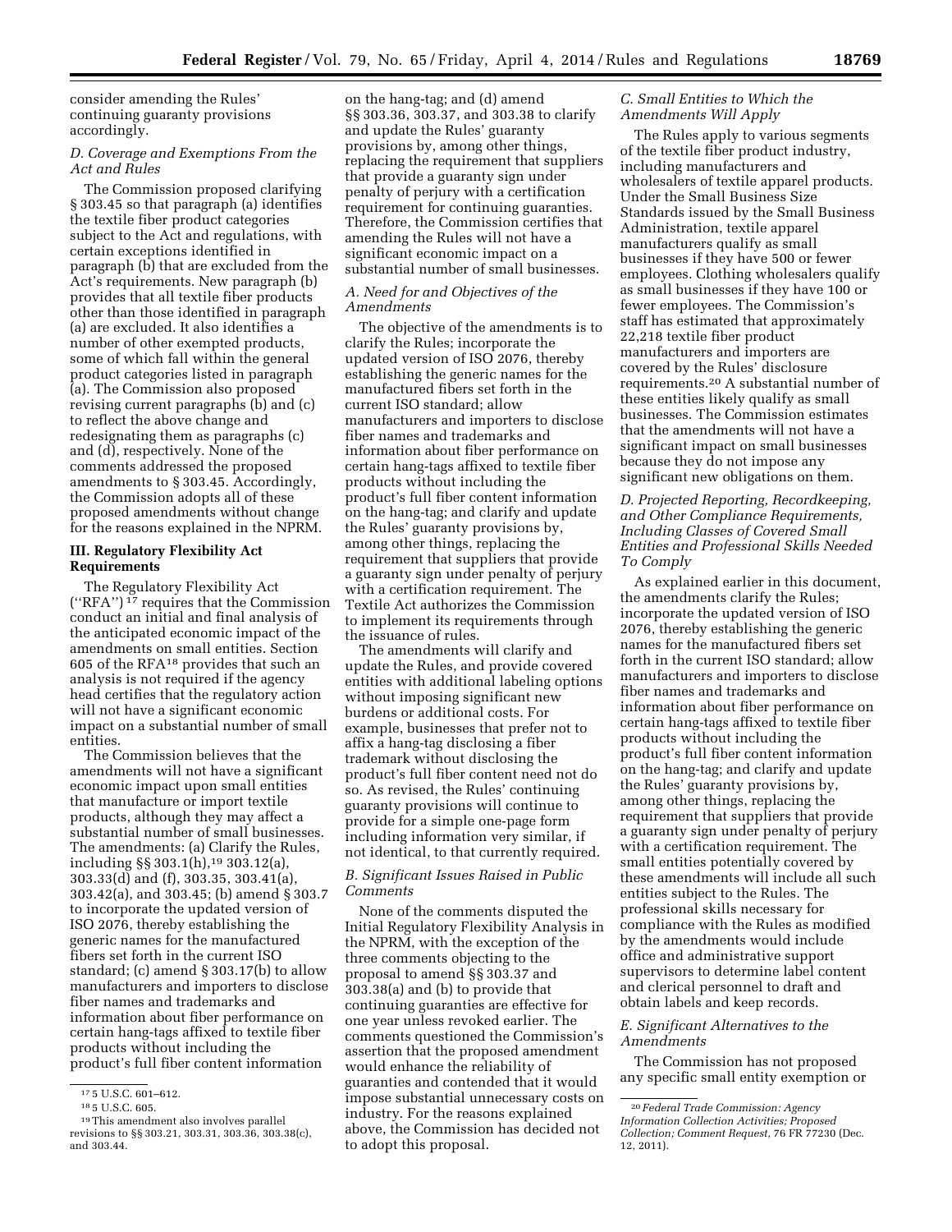consider amending the Rules' continuing guaranty provisions accordingly.

### D. Coverage and Exemptions From the Act and Rules

The Commission proposed clarifying § 303.45 so that paragraph (a) identifies the textile fiber product categories subject to the Act and regulations, with certain exceptions identified in paragraph (b) that are excluded from the Act's requirements. New paragraph (b) provides that all textile fiber products other than those identified in paragraph (a) are excluded. It also identifies a number of other exempted products, some of which fall within the general product categories listed in paragraph (a). The Commission also proposed revising current paragraphs (b) and (c) to reflect the above change and redesignating them as paragraphs (c) and (d), respectively. None of the comments addressed the proposed amendments to § 303.45. Accordingly, the Commission adopts all of these proposed amendments without change for the reasons explained in the NPRM.

## III. Regulatory Flexibility Act Requirements

The Regulatory Flexibility Act (''RFA'') [17] requires that the Commission conduct an initial and final analysis of the anticipated economic impact of the amendments on small entities. Section 605 of the RFA[18] provides that such an analysis is not required if the agency head certifies that the regulatory action will not have a significant economic impact on a substantial number of small entities.

The Commission believes that the amendments will not have a significant economic impact upon small entities that manufacture or import textile products, although they may affect a substantial number of small businesses. The amendments: (a) Clarify the Rules, including §§ 303.1(h),[19] 303.12(a), 303.33(d) and (f), 303.35, 303.41(a), 303.42(a), and 303.45; (b) amend § 303.7 to incorporate the updated version of ISO 2076, thereby establishing the generic names for the manufactured fibers set forth in the current ISO standard; (c) amend § 303.17(b) to allow manufacturers and importers to disclose fiber names and trademarks and information about fiber performance on certain hang-tags affixed to textile fiber products without including the product's full fiber content information on the hang-tag; and (d) amend §§ 303.36, 303.37, and 303.38 to clarify and update the Rules' guaranty provisions by, among other things, replacing the requirement that suppliers that provide a guaranty sign under penalty of perjury with a certification requirement for continuing guaranties. Therefore, the Commission certifies that amending the Rules will not have a significant economic impact on a substantial number of small businesses.

### A. Need for and Objectives of the Amendments

The objective of the amendments is to clarify the Rules; incorporate the updated version of ISO 2076, thereby establishing the generic names for the manufactured fibers set forth in the current ISO standard; allow manufacturers and importers to disclose fiber names and trademarks and information about fiber performance on certain hang-tags affixed to textile fiber products without including the product's full fiber content information on the hang-tag; and clarify and update the Rules' guaranty provisions by, among other things, replacing the requirement that suppliers that provide a guaranty sign under penalty of perjury with a certification requirement. The Textile Act authorizes the Commission to implement its requirements through the issuance of rules.

The amendments will clarify and update the Rules, and provide covered entities with additional labeling options without imposing significant new burdens or additional costs. For example, businesses that prefer not to affix a hang-tag disclosing a fiber trademark without disclosing the product's full fiber content need not do so. As revised, the Rules' continuing guaranty provisions will continue to provide for a simple one-page form including information very similar, if not identical, to that currently required.

### B. Significant Issues Raised in Public Comments

None of the comments disputed the Initial Regulatory Flexibility Analysis in the NPRM, with the exception of the three comments objecting to the proposal to amend §§ 303.37 and 303.38(a) and (b) to provide that continuing guaranties are effective for one year unless revoked earlier. The comments questioned the Commission's assertion that the proposed amendment would enhance the reliability of guaranties and contended that it would impose substantial unnecessary costs on industry. For the reasons explained above, the Commission has decided not to adopt this proposal.

### C. Small Entities to Which the Amendments Will Apply

The Rules apply to various segments of the textile fiber product industry, including manufacturers and wholesalers of textile apparel products. Under the Small Business Size Standards issued by the Small Business Administration, textile apparel manufacturers qualify as small businesses if they have 500 or fewer employees. Clothing wholesalers qualify as small businesses if they have 100 or fewer employees. The Commission's staff has estimated that approximately 22,218 textile fiber product manufacturers and importers are covered by the Rules' disclosure requirements.[20] A substantial number of these entities likely qualify as small businesses. The Commission estimates that the amendments will not have a significant impact on small businesses because they do not impose any significant new obligations on them.

### D. Projected Reporting, Recordkeeping, and Other Compliance Requirements, Including Classes of Covered Small Entities and Professional Skills Needed To Comply

As explained earlier in this document, the amendments clarify the Rules; incorporate the updated version of ISO 2076, thereby establishing the generic names for the manufactured fibers set forth in the current ISO standard; allow manufacturers and importers to disclose fiber names and trademarks and information about fiber performance on certain hang-tags affixed to textile fiber products without including the product's full fiber content information on the hang-tag; and clarify and update the Rules' guaranty provisions by, among other things, replacing the requirement that suppliers that provide a guaranty sign under penalty of perjury with a certification requirement. The small entities potentially covered by these amendments will include all such entities subject to the Rules. The professional skills necessary for compliance with the Rules as modified by the amendments would include office and administrative support supervisors to determine label content and clerical personnel to draft and obtain labels and keep records.

### E. Significant Alternatives to the Amendments

The Commission has not proposed any specific small entity exemption or

---

[17] 5 U.S.C. 601–612.

[18] 5 U.S.C. 605.

[19] This amendment also involves parallel revisions to §§ 303.21, 303.31, 303.36, 303.38(c), and 303.44.

[20] *Federal Trade Commission: Agency Information Collection Activities; Proposed Collection; Comment Request,* 76 FR 77230 (Dec. 12, 2011).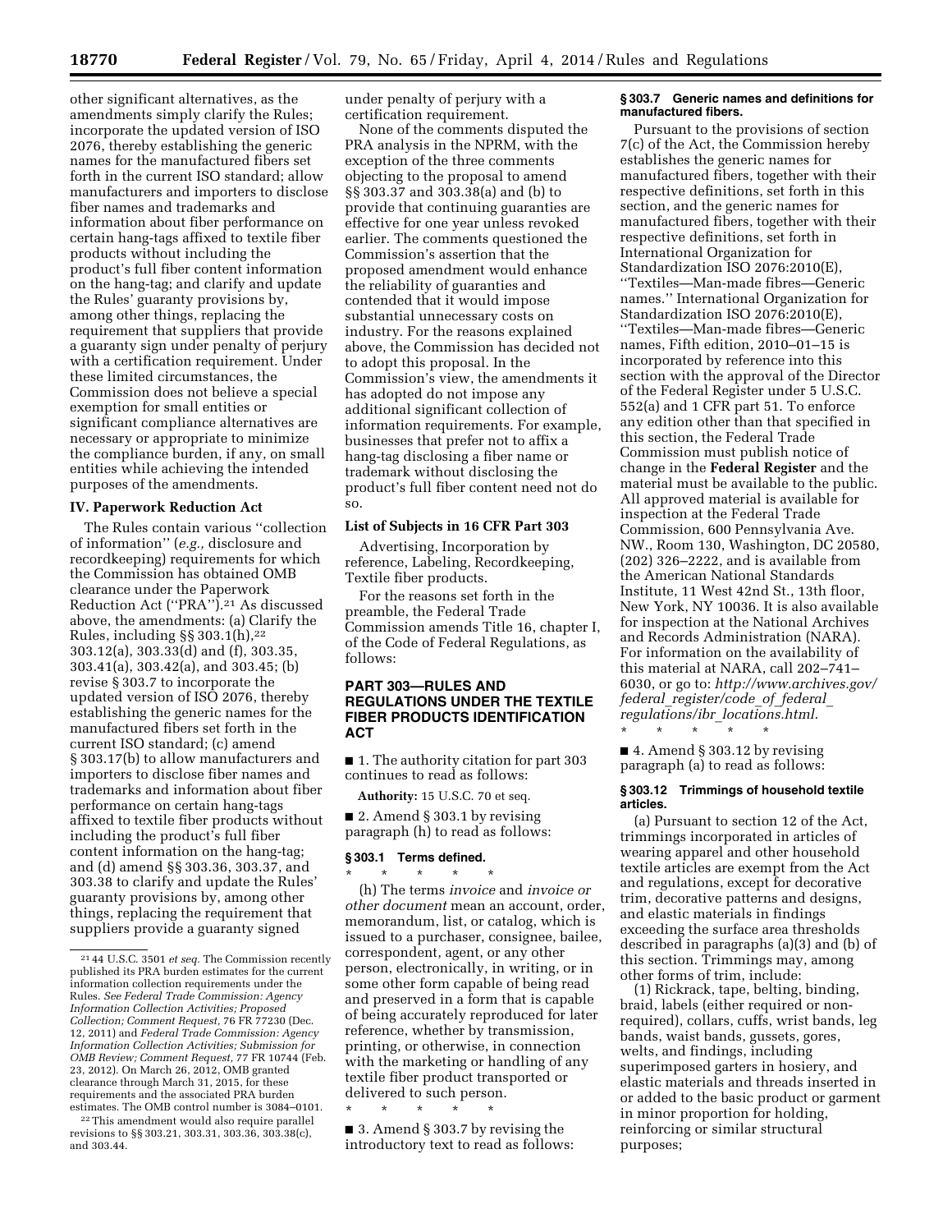other significant alternatives, as the amendments simply clarify the Rules; incorporate the updated version of ISO 2076, thereby establishing the generic names for the manufactured fibers set forth in the current ISO standard; allow manufacturers and importers to disclose fiber names and trademarks and information about fiber performance on certain hang-tags affixed to textile fiber products without including the product's full fiber content information on the hang-tag; and clarify and update the Rules' guaranty provisions by, among other things, replacing the requirement that suppliers that provide a guaranty sign under penalty of perjury with a certification requirement. Under these limited circumstances, the Commission does not believe a special exemption for small entities or significant compliance alternatives are necessary or appropriate to minimize the compliance burden, if any, on small entities while achieving the intended purposes of the amendments.

### IV. Paperwork Reduction Act

The Rules contain various "collection of information" (*e.g.,* disclosure and recordkeeping) requirements for which the Commission has obtained OMB clearance under the Paperwork Reduction Act ("PRA").[21] As discussed above, the amendments: (a) Clarify the Rules, including §§ 303.1(h),[22] 303.12(a), 303.33(d) and (f), 303.35, 303.41(a), 303.42(a), and 303.45; (b) revise § 303.7 to incorporate the updated version of ISO 2076, thereby establishing the generic names for the manufactured fibers set forth in the current ISO standard; (c) amend § 303.17(b) to allow manufacturers and importers to disclose fiber names and trademarks and information about fiber performance on certain hang-tags affixed to textile fiber products without including the product's full fiber content information on the hang-tag; and (d) amend §§ 303.36, 303.37, and 303.38 to clarify and update the Rules' guaranty provisions by, among other things, replacing the requirement that suppliers provide a guaranty signed under penalty of perjury with a certification requirement.

None of the comments disputed the PRA analysis in the NPRM, with the exception of the three comments objecting to the proposal to amend §§ 303.37 and 303.38(a) and (b) to provide that continuing guaranties are effective for one year unless revoked earlier. The comments questioned the Commission's assertion that the proposed amendment would enhance the reliability of guaranties and contended that it would impose substantial unnecessary costs on industry. For the reasons explained above, the Commission has decided not to adopt this proposal. In the Commission's view, the amendments it has adopted do not impose any additional significant collection of information requirements. For example, businesses that prefer not to affix a hang-tag disclosing a fiber name or trademark without disclosing the product's full fiber content need not do so.

#### List of Subjects in 16 CFR Part 303

Advertising, Incorporation by reference, Labeling, Recordkeeping, Textile fiber products.

For the reasons set forth in the preamble, the Federal Trade Commission amends Title 16, chapter I, of the Code of Federal Regulations, as follows:

## PART 303—RULES AND REGULATIONS UNDER THE TEXTILE FIBER PRODUCTS IDENTIFICATION ACT

■ 1. The authority citation for part 303 continues to read as follows:

**Authority:** 15 U.S.C. 70 et seq.

■ 2. Amend § 303.1 by revising paragraph (h) to read as follows:

#### § 303.1 Terms defined.

\* \* \* \* \*

(h) The terms *invoice* and *invoice or other document* mean an account, order, memorandum, list, or catalog, which is issued to a purchaser, consignee, bailee, correspondent, agent, or any other person, electronically, in writing, or in some other form capable of being read and preserved in a form that is capable of being accurately reproduced for later reference, whether by transmission, printing, or otherwise, in connection with the marketing or handling of any textile fiber product transported or delivered to such person.

\* \* \* \* \*

■ 3. Amend § 303.7 by revising the introductory text to read as follows:

#### § 303.7 Generic names and definitions for manufactured fibers.

Pursuant to the provisions of section 7(c) of the Act, the Commission hereby establishes the generic names for manufactured fibers, together with their respective definitions, set forth in this section, and the generic names for manufactured fibers, together with their respective definitions, set forth in International Organization for Standardization ISO 2076:2010(E), "Textiles—Man-made fibres—Generic names." International Organization for Standardization ISO 2076:2010(E), "Textiles—Man-made fibres—Generic names, Fifth edition, 2010–01–15 is incorporated by reference into this section with the approval of the Director of the Federal Register under 5 U.S.C. 552(a) and 1 CFR part 51. To enforce any edition other than that specified in this section, the Federal Trade Commission must publish notice of change in the **Federal Register** and the material must be available to the public. All approved material is available for inspection at the Federal Trade Commission, 600 Pennsylvania Ave. NW., Room 130, Washington, DC 20580, (202) 326–2222, and is available from the American National Standards Institute, 11 West 42nd St., 13th floor, New York, NY 10036. It is also available for inspection at the National Archives and Records Administration (NARA). For information on the availability of this material at NARA, call 202–741–6030, or go to: *http://www.archives.gov/federal_register/code_of_federal_regulations/ibr_locations.html.*

\* \* \* \* \*

■ 4. Amend § 303.12 by revising paragraph (a) to read as follows:

#### § 303.12 Trimmings of household textile articles.

(a) Pursuant to section 12 of the Act, trimmings incorporated in articles of wearing apparel and other household textile articles are exempt from the Act and regulations, except for decorative trim, decorative patterns and designs, and elastic materials in findings exceeding the surface area thresholds described in paragraphs (a)(3) and (b) of this section. Trimmings may, among other forms of trim, include:

(1) Rickrack, tape, belting, binding, braid, labels (either required or non-required), collars, cuffs, wrist bands, leg bands, waist bands, gussets, gores, welts, and findings, including superimposed garters in hosiery, and elastic materials and threads inserted in or added to the basic product or garment in minor proportion for holding, reinforcing or similar structural purposes;

---

[21] 44 U.S.C. 3501 *et seq.* The Commission recently published its PRA burden estimates for the current information collection requirements under the Rules. *See Federal Trade Commission: Agency Information Collection Activities; Proposed Collection; Comment Request,* 76 FR 77230 (Dec. 12, 2011) and *Federal Trade Commission: Agency Information Collection Activities; Submission for OMB Review; Comment Request,* 77 FR 10744 (Feb. 23, 2012). On March 26, 2012, OMB granted clearance through March 31, 2015, for these requirements and the associated PRA burden estimates. The OMB control number is 3084–0101.

[22] This amendment would also require parallel revisions to §§ 303.21, 303.31, 303.36, 303.38(c), and 303.44.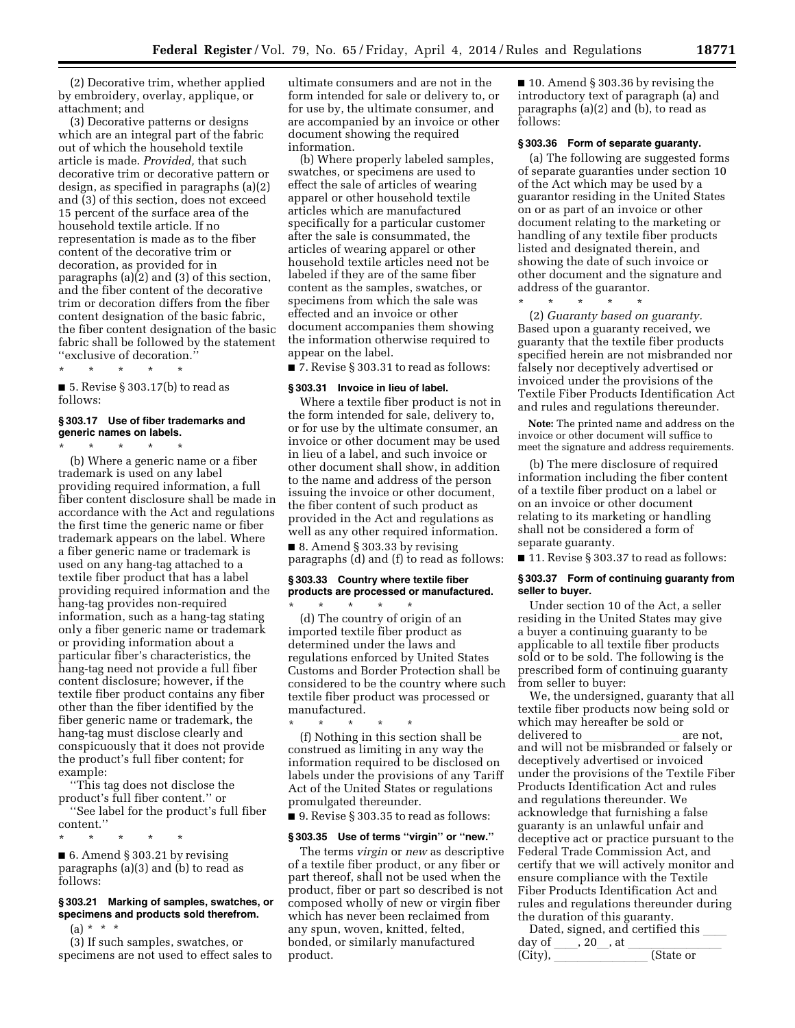(2) Decorative trim, whether applied by embroidery, overlay, applique, or attachment; and

(3) Decorative patterns or designs which are an integral part of the fabric out of which the household textile article is made. *Provided,* that such decorative trim or decorative pattern or design, as specified in paragraphs (a)(2) and (3) of this section, does not exceed 15 percent of the surface area of the household textile article. If no representation is made as to the fiber content of the decorative trim or decoration, as provided for in paragraphs (a)(2) and (3) of this section, and the fiber content of the decorative trim or decoration differs from the fiber content designation of the basic fabric, the fiber content designation of the basic fabric shall be followed by the statement ''exclusive of decoration.''

\* \* \* \* \*

■ 5. Revise § 303.17(b) to read as follows:

### § 303.17 Use of fiber trademarks and generic names on labels.

\* \* \* \* \*

(b) Where a generic name or a fiber trademark is used on any label providing required information, a full fiber content disclosure shall be made in accordance with the Act and regulations the first time the generic name or fiber trademark appears on the label. Where a fiber generic name or trademark is used on any hang-tag attached to a textile fiber product that has a label providing required information and the hang-tag provides non-required information, such as a hang-tag stating only a fiber generic name or trademark or providing information about a particular fiber's characteristics, the hang-tag need not provide a full fiber content disclosure; however, if the textile fiber product contains any fiber other than the fiber identified by the fiber generic name or trademark, the hang-tag must disclose clearly and conspicuously that it does not provide the product's full fiber content; for example:

''This tag does not disclose the product's full fiber content.'' or

''See label for the product's full fiber content.''

\* \* \* \* \*

■ 6. Amend § 303.21 by revising paragraphs (a)(3) and (b) to read as follows:

### § 303.21 Marking of samples, swatches, or specimens and products sold therefrom.

(a) \* \* \*

(3) If such samples, swatches, or specimens are not used to effect sales to ultimate consumers and are not in the form intended for sale or delivery to, or for use by, the ultimate consumer, and are accompanied by an invoice or other document showing the required information.

(b) Where properly labeled samples, swatches, or specimens are used to effect the sale of articles of wearing apparel or other household textile articles which are manufactured specifically for a particular customer after the sale is consummated, the articles of wearing apparel or other household textile articles need not be labeled if they are of the same fiber content as the samples, swatches, or specimens from which the sale was effected and an invoice or other document accompanies them showing the information otherwise required to appear on the label.

■ 7. Revise § 303.31 to read as follows:

### § 303.31 Invoice in lieu of label.

Where a textile fiber product is not in the form intended for sale, delivery to, or for use by the ultimate consumer, an invoice or other document may be used in lieu of a label, and such invoice or other document shall show, in addition to the name and address of the person issuing the invoice or other document, the fiber content of such product as provided in the Act and regulations as well as any other required information.

■ 8. Amend § 303.33 by revising paragraphs (d) and (f) to read as follows:

### § 303.33 Country where textile fiber products are processed or manufactured.

\* \* \* \* \*

(d) The country of origin of an imported textile fiber product as determined under the laws and regulations enforced by United States Customs and Border Protection shall be considered to be the country where such textile fiber product was processed or manufactured.

\* \* \* \* \*

(f) Nothing in this section shall be construed as limiting in any way the information required to be disclosed on labels under the provisions of any Tariff Act of the United States or regulations promulgated thereunder.

■ 9. Revise § 303.35 to read as follows:

### § 303.35 Use of terms ''virgin'' or ''new.''

The terms *virgin* or *new* as descriptive of a textile fiber product, or any fiber or part thereof, shall not be used when the product, fiber or part so described is not composed wholly of new or virgin fiber which has never been reclaimed from any spun, woven, knitted, felted, bonded, or similarly manufactured product.

■ 10. Amend § 303.36 by revising the introductory text of paragraph (a) and paragraphs (a)(2) and (b), to read as follows:

### § 303.36 Form of separate guaranty.

(a) The following are suggested forms of separate guaranties under section 10 of the Act which may be used by a guarantor residing in the United States on or as part of an invoice or other document relating to the marketing or handling of any textile fiber products listed and designated therein, and showing the date of such invoice or other document and the signature and address of the guarantor.

\* \* \* \* \*

(2) *Guaranty based on guaranty.* Based upon a guaranty received, we guaranty that the textile fiber products specified herein are not misbranded nor falsely nor deceptively advertised or invoiced under the provisions of the Textile Fiber Products Identification Act and rules and regulations thereunder.

**Note:** The printed name and address on the invoice or other document will suffice to meet the signature and address requirements.

(b) The mere disclosure of required information including the fiber content of a textile fiber product on a label or on an invoice or other document relating to its marketing or handling shall not be considered a form of separate guaranty.

■ 11. Revise § 303.37 to read as follows:

### § 303.37 Form of continuing guaranty from seller to buyer.

Under section 10 of the Act, a seller residing in the United States may give a buyer a continuing guaranty to be applicable to all textile fiber products sold or to be sold. The following is the prescribed form of continuing guaranty from seller to buyer:

We, the undersigned, guaranty that all textile fiber products now being sold or which may hereafter be sold or delivered to \_\_\_\_\_\_\_\_\_\_\_\_\_\_ are not, and will not be misbranded or falsely or deceptively advertised or invoiced under the provisions of the Textile Fiber Products Identification Act and rules and regulations thereunder. We acknowledge that furnishing a false guaranty is an unlawful unfair and deceptive act or practice pursuant to the Federal Trade Commission Act, and certify that we will actively monitor and ensure compliance with the Textile Fiber Products Identification Act and rules and regulations thereunder during the duration of this guaranty.

Dated, signed, and certified this \_\_\_\_ day of \_\_\_\_, 20\_\_, at \_\_\_\_\_\_\_\_\_\_\_\_\_\_ (City), \_\_\_\_\_\_\_\_\_\_\_\_\_\_ (State or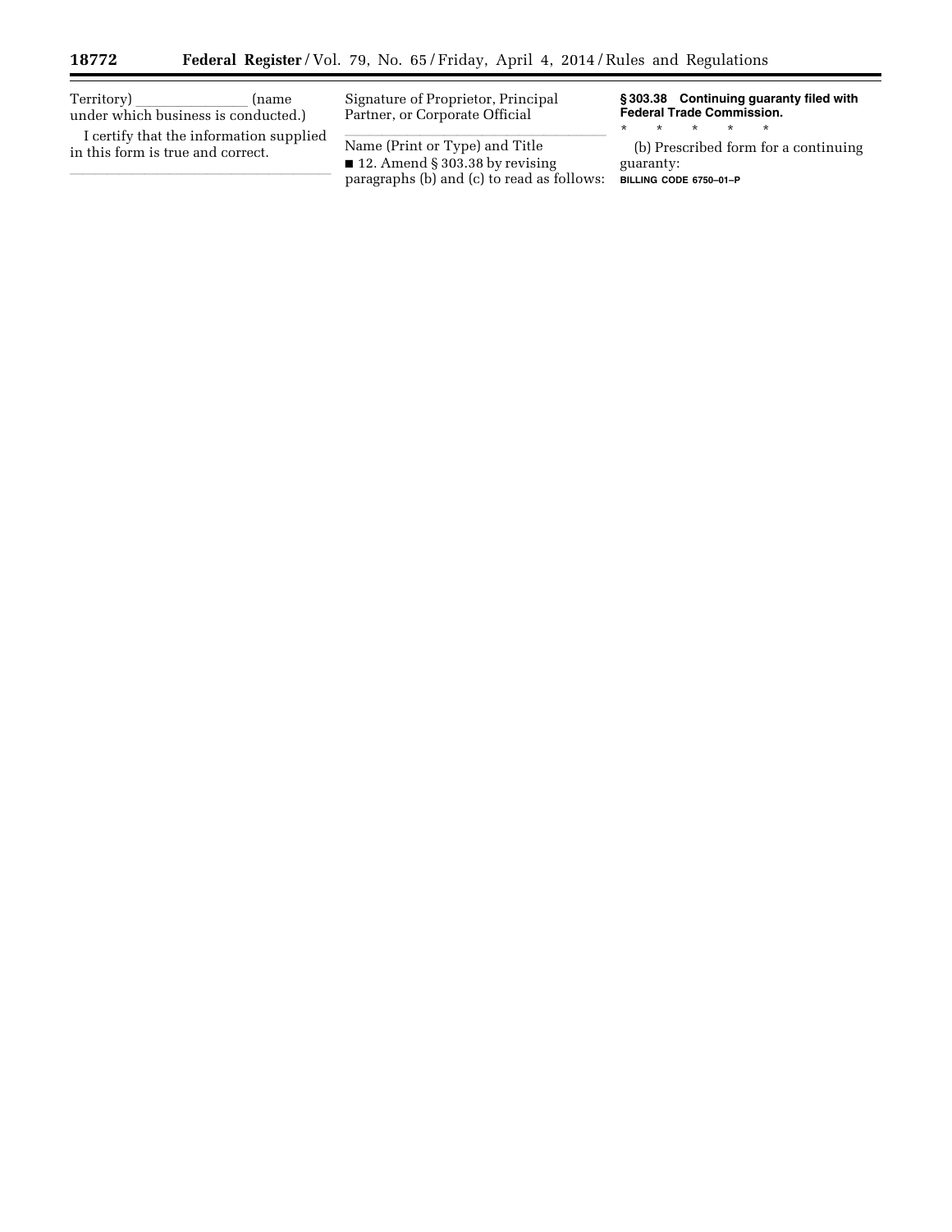Territory) _______________ (name under which business is conducted.)

I certify that the information supplied in this form is true and correct.

_______________________________

Signature of Proprietor, Principal Partner, or Corporate Official

_______________________________

Name (Print or Type) and Title

■ 12. Amend § 303.38 by revising paragraphs (b) and (c) to read as follows:

**§ 303.38 Continuing guaranty filed with Federal Trade Commission.**

\* \* \* \* \*

(b) Prescribed form for a continuing guaranty:

BILLING CODE 6750–01–P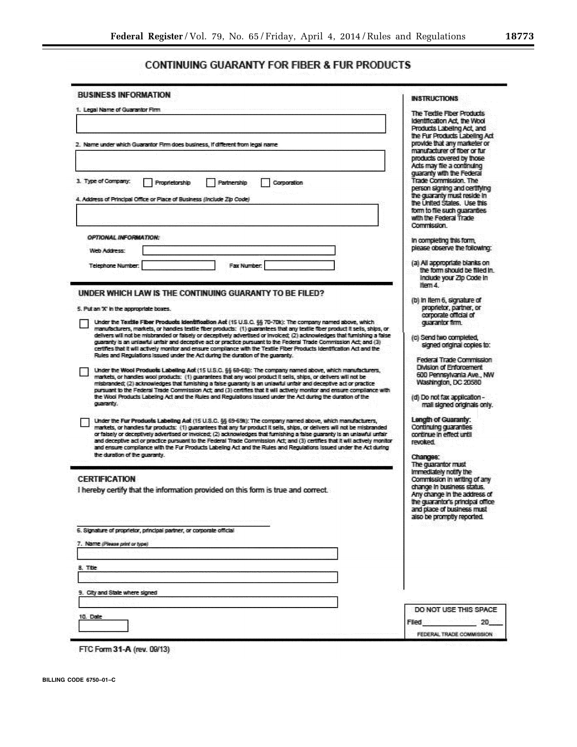# CONTINUING GUARANTY FOR FIBER & FUR PRODUCTS

## BUSINESS INFORMATION

1. Legal Name of Guarantor Firm

2. Name under which Guarantor Firm does business, if different from legal name

3. Type of Company: ☐ Proprietorship ☐ Partnership ☐ Corporation

4. Address of Principal Office or Place of Business *(Include Zip Code)*

***OPTIONAL INFORMATION:***

Web Address:

Telephone Number: Fax Number:

## UNDER WHICH LAW IS THE CONTINUING GUARANTY TO BE FILED?

5. Put an 'X' in the appropriate boxes.

☐ Under the **Textile Fiber Products Identification Act** (15 U.S.C. §§ 70-70k): The company named above, which manufacturers, markets, or handles textile fiber products: (1) guarantees that any textile fiber product it sells, ships, or delivers will not be misbranded or falsely or deceptively advertised or invoiced; (2) acknowledges that furnishing a false guaranty is an unlawful unfair and deceptive act or practice pursuant to the Federal Trade Commission Act; and (3) certifies that it will actively monitor and ensure compliance with the Textile Fiber Products Identification Act and the Rules and Regulations issued under the Act during the duration of the guaranty.

☐ Under the **Wool Products Labeling Act** (15 U.S.C. §§ 68-68j): The company named above, which manufacturers, markets, or handles wool products: (1) guarantees that any wool product it sells, ships, or delivers will not be misbranded; (2) acknowledges that furnishing a false guaranty is an unlawful unfair and deceptive act or practice pursuant to the Federal Trade Commission Act; and (3) certifies that it will actively monitor and ensure compliance with the Wool Products Labeling Act and the Rules and Regulations issued under the Act during the duration of the guaranty.

☐ Under the **Fur Products Labeling Act** (15 U.S.C. §§ 69-69k): The company named above, which manufacturers, markets, or handles fur products: (1) guarantees that any fur product it sells, ships, or delivers will not be misbranded or falsely or deceptively advertised or invoiced; (2) acknowledges that furnishing a false guaranty is an unlawful unfair and deceptive act or practice pursuant to the Federal Trade Commission Act; and (3) certifies that it will actively monitor and ensure compliance with the Fur Products Labeling Act and the Rules and Regulations issued under the Act during the duration of the guaranty.

## CERTIFICATION

I hereby certify that the information provided on this form is true and correct.

6. Signature of proprietor, principal partner, or corporate official

7. Name *(Please print or type)*

8. Title

9. City and State where signed

10. Date

FTC Form **31-A** (rev. 09/13)

## INSTRUCTIONS

The Textile Fiber Products Identification Act, the Wool Products Labeling Act, and the Fur Products Labeling Act provide that any marketer or manufacturer of fiber or fur products covered by those Acts may file a continuing guaranty with the Federal Trade Commission. The person signing and certifying the guaranty must reside in the United States. Use this form to file such guaranties with the Federal Trade Commission.

In completing this form, please observe the following:

(a) All appropriate blanks on the form should be filled in. Include your Zip Code in Item 4.

(b) In Item 6, signature of proprietor, partner, or corporate official of guarantor firm.

(c) Send two completed, signed original copies to:

Federal Trade Commission
Division of Enforcement
600 Pennsylvania Ave., NW
Washington, DC 20580

(d) Do not fax application - mail signed originals only.

**Length of Guaranty:**
Continuing guaranties continue in effect until revoked.

**Changes:**
The guarantor must immediately notify the Commission in writing of any change in business status. Any change in the address of the guarantor's principal office and place of business must also be promptly reported.

DO NOT USE THIS SPACE

Filed _____________ 20___

FEDERAL TRADE COMMISSION

BILLING CODE 6750–01–C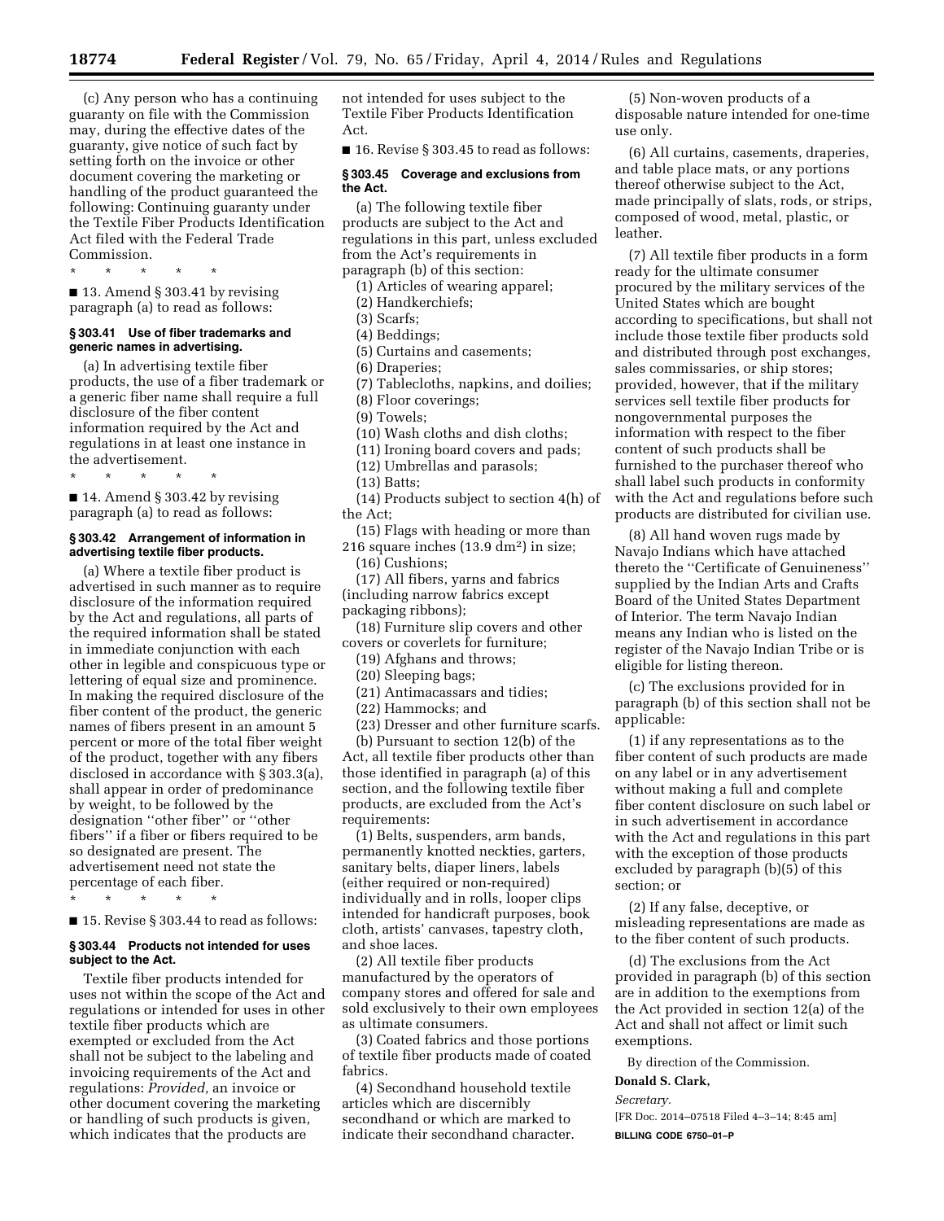(c) Any person who has a continuing guaranty on file with the Commission may, during the effective dates of the guaranty, give notice of such fact by setting forth on the invoice or other document covering the marketing or handling of the product guaranteed the following: Continuing guaranty under the Textile Fiber Products Identification Act filed with the Federal Trade Commission.

\* \* \* \* \*

■ 13. Amend § 303.41 by revising paragraph (a) to read as follows:

**§ 303.41 Use of fiber trademarks and generic names in advertising.**

(a) In advertising textile fiber products, the use of a fiber trademark or a generic fiber name shall require a full disclosure of the fiber content information required by the Act and regulations in at least one instance in the advertisement.

\* \* \* \* \*

■ 14. Amend § 303.42 by revising paragraph (a) to read as follows:

**§ 303.42 Arrangement of information in advertising textile fiber products.**

(a) Where a textile fiber product is advertised in such manner as to require disclosure of the information required by the Act and regulations, all parts of the required information shall be stated in immediate conjunction with each other in legible and conspicuous type or lettering of equal size and prominence. In making the required disclosure of the fiber content of the product, the generic names of fibers present in an amount 5 percent or more of the total fiber weight of the product, together with any fibers disclosed in accordance with § 303.3(a), shall appear in order of predominance by weight, to be followed by the designation ''other fiber'' or ''other fibers'' if a fiber or fibers required to be so designated are present. The advertisement need not state the percentage of each fiber.

\* \* \* \* \*

■ 15. Revise § 303.44 to read as follows:

**§ 303.44 Products not intended for uses subject to the Act.**

Textile fiber products intended for uses not within the scope of the Act and regulations or intended for uses in other textile fiber products which are exempted or excluded from the Act shall not be subject to the labeling and invoicing requirements of the Act and regulations: *Provided,* an invoice or other document covering the marketing or handling of such products is given, which indicates that the products are not intended for uses subject to the Textile Fiber Products Identification Act.

■ 16. Revise § 303.45 to read as follows:

**§ 303.45 Coverage and exclusions from the Act.**

(a) The following textile fiber products are subject to the Act and regulations in this part, unless excluded from the Act's requirements in paragraph (b) of this section:

(1) Articles of wearing apparel;

(2) Handkerchiefs;

(3) Scarfs;

(4) Beddings;

(5) Curtains and casements;

(6) Draperies;

(7) Tablecloths, napkins, and doilies;

(8) Floor coverings;

(9) Towels;

(10) Wash cloths and dish cloths;

(11) Ironing board covers and pads;

(12) Umbrellas and parasols;

(13) Batts;

(14) Products subject to section 4(h) of the Act;

(15) Flags with heading or more than 216 square inches (13.9 $dm^2$) in size;

(16) Cushions;

(17) All fibers, yarns and fabrics (including narrow fabrics except packaging ribbons);

(18) Furniture slip covers and other covers or coverlets for furniture;

(19) Afghans and throws;

(20) Sleeping bags;

(21) Antimacassars and tidies;

(22) Hammocks; and

(23) Dresser and other furniture scarfs.

(b) Pursuant to section 12(b) of the Act, all textile fiber products other than those identified in paragraph (a) of this section, and the following textile fiber products, are excluded from the Act's requirements:

(1) Belts, suspenders, arm bands, permanently knotted neckties, garters, sanitary belts, diaper liners, labels (either required or non-required) individually and in rolls, looper clips intended for handicraft purposes, book cloth, artists' canvases, tapestry cloth, and shoe laces.

(2) All textile fiber products manufactured by the operators of company stores and offered for sale and sold exclusively to their own employees as ultimate consumers.

(3) Coated fabrics and those portions of textile fiber products made of coated fabrics.

(4) Secondhand household textile articles which are discernibly secondhand or which are marked to indicate their secondhand character.

(5) Non-woven products of a disposable nature intended for one-time use only.

(6) All curtains, casements, draperies, and table place mats, or any portions thereof otherwise subject to the Act, made principally of slats, rods, or strips, composed of wood, metal, plastic, or leather.

(7) All textile fiber products in a form ready for the ultimate consumer procured by the military services of the United States which are bought according to specifications, but shall not include those textile fiber products sold and distributed through post exchanges, sales commissaries, or ship stores; provided, however, that if the military services sell textile fiber products for nongovernmental purposes the information with respect to the fiber content of such products shall be furnished to the purchaser thereof who shall label such products in conformity with the Act and regulations before such products are distributed for civilian use.

(8) All hand woven rugs made by Navajo Indians which have attached thereto the ''Certificate of Genuineness'' supplied by the Indian Arts and Crafts Board of the United States Department of Interior. The term Navajo Indian means any Indian who is listed on the register of the Navajo Indian Tribe or is eligible for listing thereon.

(c) The exclusions provided for in paragraph (b) of this section shall not be applicable:

(1) if any representations as to the fiber content of such products are made on any label or in any advertisement without making a full and complete fiber content disclosure on such label or in such advertisement in accordance with the Act and regulations in this part with the exception of those products excluded by paragraph (b)(5) of this section; or

(2) If any false, deceptive, or misleading representations are made as to the fiber content of such products.

(d) The exclusions from the Act provided in paragraph (b) of this section are in addition to the exemptions from the Act provided in section 12(a) of the Act and shall not affect or limit such exemptions.

By direction of the Commission.

**Donald S. Clark,**

*Secretary.*

[FR Doc. 2014–07518 Filed 4–3–14; 8:45 am]

**BILLING CODE 6750–01–P**